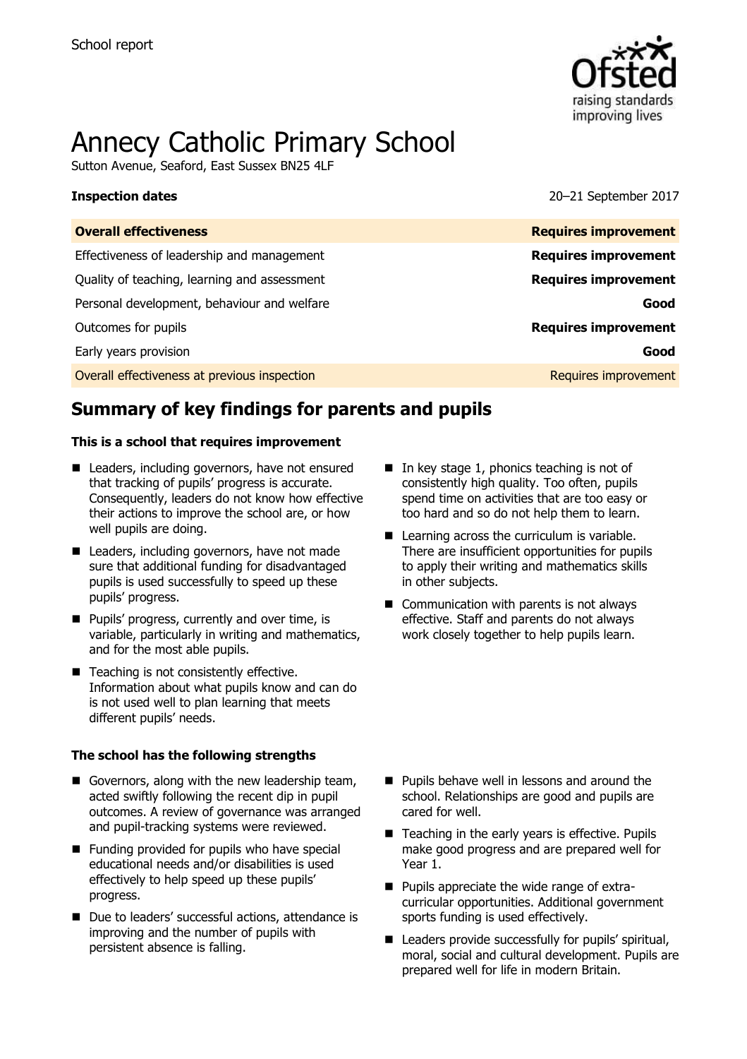School report

# Annecy Catholic Primary School

Sutton Avenue, Seaford, East Sussex BN25 4LF

**Inspection dates** 20–21 September 2017

| **Overall effectiveness** | **Requires improvement** |
|---|---|
| Effectiveness of leadership and management | **Requires improvement** |
| Quality of teaching, learning and assessment | **Requires improvement** |
| Personal development, behaviour and welfare | **Good** |
| Outcomes for pupils | **Requires improvement** |
| Early years provision | **Good** |
| Overall effectiveness at previous inspection | Requires improvement |

## Summary of key findings for parents and pupils

### This is a school that requires improvement

- Leaders, including governors, have not ensured that tracking of pupils' progress is accurate. Consequently, leaders do not know how effective their actions to improve the school are, or how well pupils are doing.
- Leaders, including governors, have not made sure that additional funding for disadvantaged pupils is used successfully to speed up these pupils' progress.
- Pupils' progress, currently and over time, is variable, particularly in writing and mathematics, and for the most able pupils.
- Teaching is not consistently effective. Information about what pupils know and can do is not used well to plan learning that meets different pupils' needs.
- In key stage 1, phonics teaching is not of consistently high quality. Too often, pupils spend time on activities that are too easy or too hard and so do not help them to learn.
- Learning across the curriculum is variable. There are insufficient opportunities for pupils to apply their writing and mathematics skills in other subjects.
- Communication with parents is not always effective. Staff and parents do not always work closely together to help pupils learn.

### The school has the following strengths

- Governors, along with the new leadership team, acted swiftly following the recent dip in pupil outcomes. A review of governance was arranged and pupil-tracking systems were reviewed.
- Funding provided for pupils who have special educational needs and/or disabilities is used effectively to help speed up these pupils' progress.
- Due to leaders' successful actions, attendance is improving and the number of pupils with persistent absence is falling.
- Pupils behave well in lessons and around the school. Relationships are good and pupils are cared for well.
- Teaching in the early years is effective. Pupils make good progress and are prepared well for Year 1.
- Pupils appreciate the wide range of extra-curricular opportunities. Additional government sports funding is used effectively.
- Leaders provide successfully for pupils' spiritual, moral, social and cultural development. Pupils are prepared well for life in modern Britain.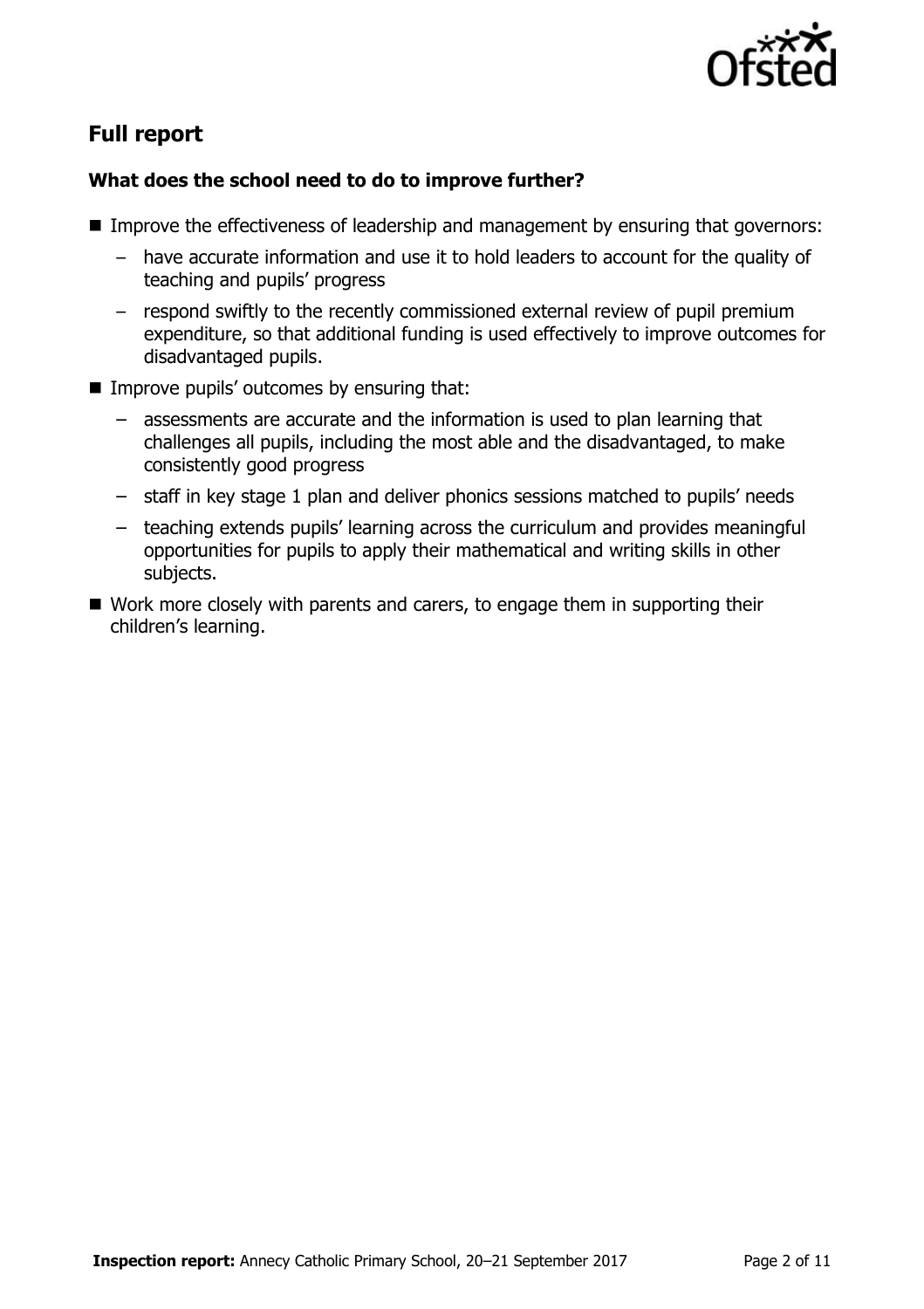## Full report

### What does the school need to do to improve further?

- Improve the effectiveness of leadership and management by ensuring that governors:
  - have accurate information and use it to hold leaders to account for the quality of teaching and pupils' progress
  - respond swiftly to the recently commissioned external review of pupil premium expenditure, so that additional funding is used effectively to improve outcomes for disadvantaged pupils.
- Improve pupils' outcomes by ensuring that:
  - assessments are accurate and the information is used to plan learning that challenges all pupils, including the most able and the disadvantaged, to make consistently good progress
  - staff in key stage 1 plan and deliver phonics sessions matched to pupils' needs
  - teaching extends pupils' learning across the curriculum and provides meaningful opportunities for pupils to apply their mathematical and writing skills in other subjects.
- Work more closely with parents and carers, to engage them in supporting their children's learning.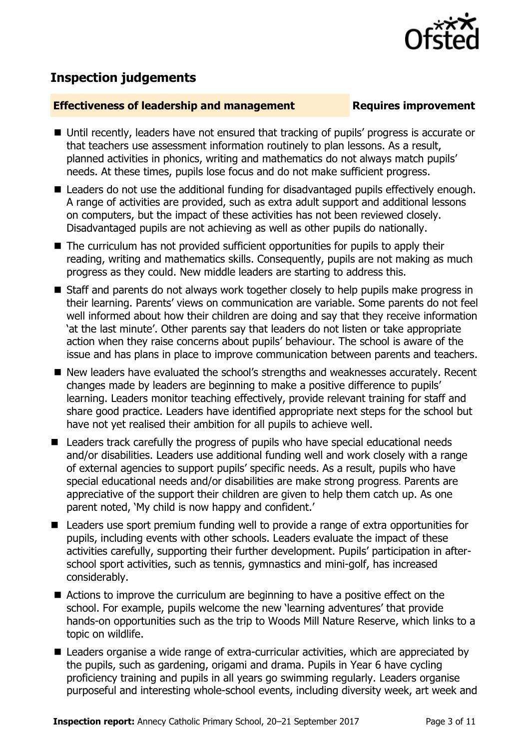## Inspection judgements

**Effectiveness of leadership and management** **Requires improvement**

- Until recently, leaders have not ensured that tracking of pupils' progress is accurate or that teachers use assessment information routinely to plan lessons. As a result, planned activities in phonics, writing and mathematics do not always match pupils' needs. At these times, pupils lose focus and do not make sufficient progress.
- Leaders do not use the additional funding for disadvantaged pupils effectively enough. A range of activities are provided, such as extra adult support and additional lessons on computers, but the impact of these activities has not been reviewed closely. Disadvantaged pupils are not achieving as well as other pupils do nationally.
- The curriculum has not provided sufficient opportunities for pupils to apply their reading, writing and mathematics skills. Consequently, pupils are not making as much progress as they could. New middle leaders are starting to address this.
- Staff and parents do not always work together closely to help pupils make progress in their learning. Parents' views on communication are variable. Some parents do not feel well informed about how their children are doing and say that they receive information 'at the last minute'. Other parents say that leaders do not listen or take appropriate action when they raise concerns about pupils' behaviour. The school is aware of the issue and has plans in place to improve communication between parents and teachers.
- New leaders have evaluated the school's strengths and weaknesses accurately. Recent changes made by leaders are beginning to make a positive difference to pupils' learning. Leaders monitor teaching effectively, provide relevant training for staff and share good practice. Leaders have identified appropriate next steps for the school but have not yet realised their ambition for all pupils to achieve well.
- Leaders track carefully the progress of pupils who have special educational needs and/or disabilities. Leaders use additional funding well and work closely with a range of external agencies to support pupils' specific needs. As a result, pupils who have special educational needs and/or disabilities are make strong progress. Parents are appreciative of the support their children are given to help them catch up. As one parent noted, 'My child is now happy and confident.'
- Leaders use sport premium funding well to provide a range of extra opportunities for pupils, including events with other schools. Leaders evaluate the impact of these activities carefully, supporting their further development. Pupils' participation in after-school sport activities, such as tennis, gymnastics and mini-golf, has increased considerably.
- Actions to improve the curriculum are beginning to have a positive effect on the school. For example, pupils welcome the new 'learning adventures' that provide hands-on opportunities such as the trip to Woods Mill Nature Reserve, which links to a topic on wildlife.
- Leaders organise a wide range of extra-curricular activities, which are appreciated by the pupils, such as gardening, origami and drama. Pupils in Year 6 have cycling proficiency training and pupils in all years go swimming regularly. Leaders organise purposeful and interesting whole-school events, including diversity week, art week and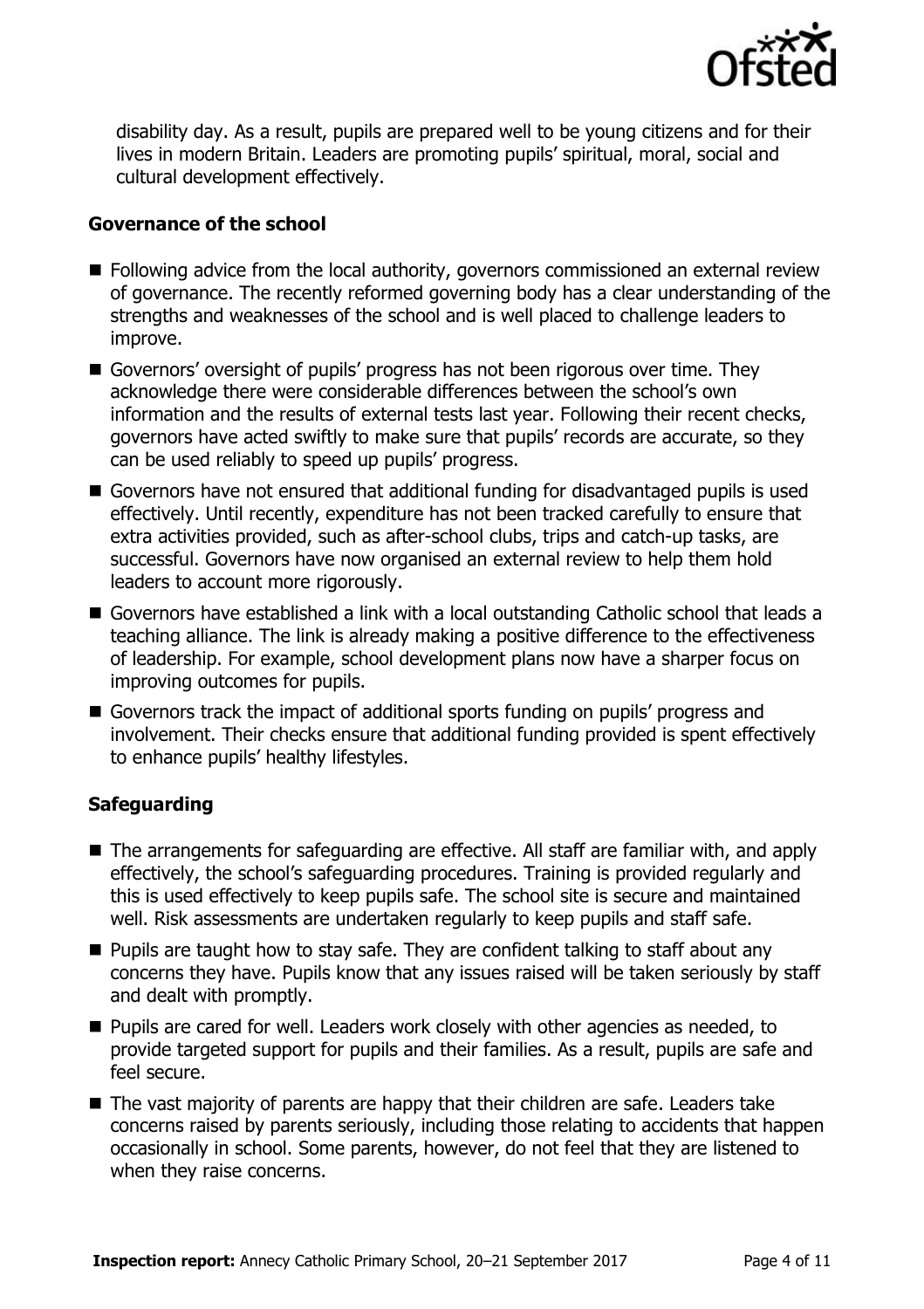disability day. As a result, pupils are prepared well to be young citizens and for their lives in modern Britain. Leaders are promoting pupils' spiritual, moral, social and cultural development effectively.

### Governance of the school

- Following advice from the local authority, governors commissioned an external review of governance. The recently reformed governing body has a clear understanding of the strengths and weaknesses of the school and is well placed to challenge leaders to improve.
- Governors' oversight of pupils' progress has not been rigorous over time. They acknowledge there were considerable differences between the school's own information and the results of external tests last year. Following their recent checks, governors have acted swiftly to make sure that pupils' records are accurate, so they can be used reliably to speed up pupils' progress.
- Governors have not ensured that additional funding for disadvantaged pupils is used effectively. Until recently, expenditure has not been tracked carefully to ensure that extra activities provided, such as after-school clubs, trips and catch-up tasks, are successful. Governors have now organised an external review to help them hold leaders to account more rigorously.
- Governors have established a link with a local outstanding Catholic school that leads a teaching alliance. The link is already making a positive difference to the effectiveness of leadership. For example, school development plans now have a sharper focus on improving outcomes for pupils.
- Governors track the impact of additional sports funding on pupils' progress and involvement. Their checks ensure that additional funding provided is spent effectively to enhance pupils' healthy lifestyles.

### Safeguarding

- The arrangements for safeguarding are effective. All staff are familiar with, and apply effectively, the school's safeguarding procedures. Training is provided regularly and this is used effectively to keep pupils safe. The school site is secure and maintained well. Risk assessments are undertaken regularly to keep pupils and staff safe.
- Pupils are taught how to stay safe. They are confident talking to staff about any concerns they have. Pupils know that any issues raised will be taken seriously by staff and dealt with promptly.
- Pupils are cared for well. Leaders work closely with other agencies as needed, to provide targeted support for pupils and their families. As a result, pupils are safe and feel secure.
- The vast majority of parents are happy that their children are safe. Leaders take concerns raised by parents seriously, including those relating to accidents that happen occasionally in school. Some parents, however, do not feel that they are listened to when they raise concerns.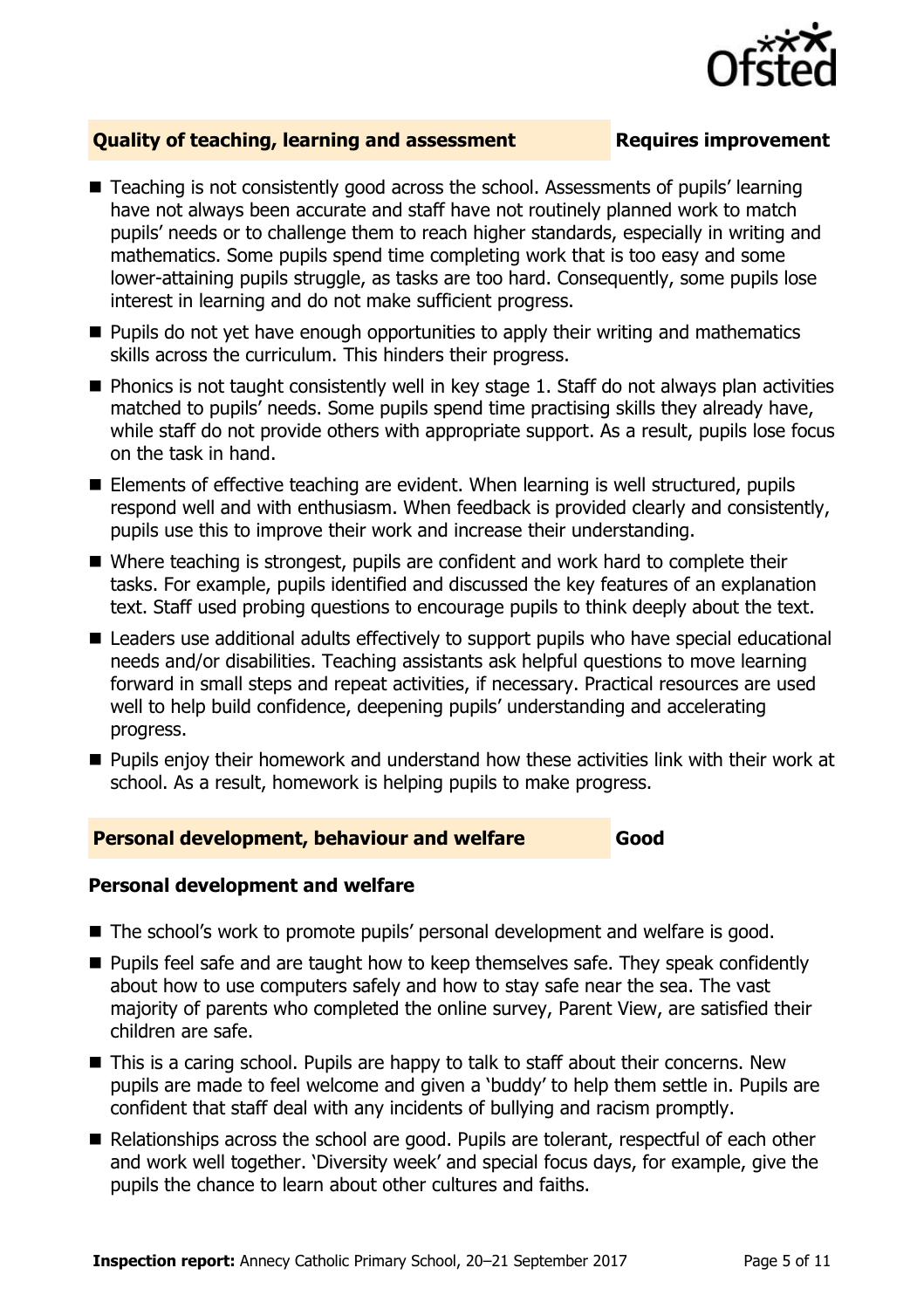## Quality of teaching, learning and assessment — Requires improvement

- Teaching is not consistently good across the school. Assessments of pupils' learning have not always been accurate and staff have not routinely planned work to match pupils' needs or to challenge them to reach higher standards, especially in writing and mathematics. Some pupils spend time completing work that is too easy and some lower-attaining pupils struggle, as tasks are too hard. Consequently, some pupils lose interest in learning and do not make sufficient progress.
- Pupils do not yet have enough opportunities to apply their writing and mathematics skills across the curriculum. This hinders their progress.
- Phonics is not taught consistently well in key stage 1. Staff do not always plan activities matched to pupils' needs. Some pupils spend time practising skills they already have, while staff do not provide others with appropriate support. As a result, pupils lose focus on the task in hand.
- Elements of effective teaching are evident. When learning is well structured, pupils respond well and with enthusiasm. When feedback is provided clearly and consistently, pupils use this to improve their work and increase their understanding.
- Where teaching is strongest, pupils are confident and work hard to complete their tasks. For example, pupils identified and discussed the key features of an explanation text. Staff used probing questions to encourage pupils to think deeply about the text.
- Leaders use additional adults effectively to support pupils who have special educational needs and/or disabilities. Teaching assistants ask helpful questions to move learning forward in small steps and repeat activities, if necessary. Practical resources are used well to help build confidence, deepening pupils' understanding and accelerating progress.
- Pupils enjoy their homework and understand how these activities link with their work at school. As a result, homework is helping pupils to make progress.

## Personal development, behaviour and welfare — Good

### Personal development and welfare

- The school's work to promote pupils' personal development and welfare is good.
- Pupils feel safe and are taught how to keep themselves safe. They speak confidently about how to use computers safely and how to stay safe near the sea. The vast majority of parents who completed the online survey, Parent View, are satisfied their children are safe.
- This is a caring school. Pupils are happy to talk to staff about their concerns. New pupils are made to feel welcome and given a 'buddy' to help them settle in. Pupils are confident that staff deal with any incidents of bullying and racism promptly.
- Relationships across the school are good. Pupils are tolerant, respectful of each other and work well together. 'Diversity week' and special focus days, for example, give the pupils the chance to learn about other cultures and faiths.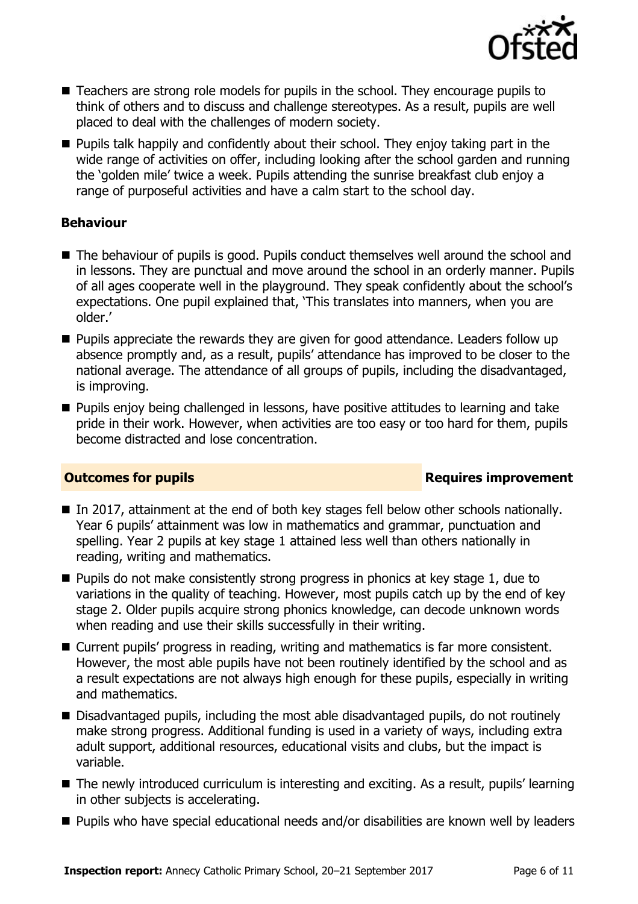- Teachers are strong role models for pupils in the school. They encourage pupils to think of others and to discuss and challenge stereotypes. As a result, pupils are well placed to deal with the challenges of modern society.
- Pupils talk happily and confidently about their school. They enjoy taking part in the wide range of activities on offer, including looking after the school garden and running the 'golden mile' twice a week. Pupils attending the sunrise breakfast club enjoy a range of purposeful activities and have a calm start to the school day.

### Behaviour

- The behaviour of pupils is good. Pupils conduct themselves well around the school and in lessons. They are punctual and move around the school in an orderly manner. Pupils of all ages cooperate well in the playground. They speak confidently about the school's expectations. One pupil explained that, 'This translates into manners, when you are older.'
- Pupils appreciate the rewards they are given for good attendance. Leaders follow up absence promptly and, as a result, pupils' attendance has improved to be closer to the national average. The attendance of all groups of pupils, including the disadvantaged, is improving.
- Pupils enjoy being challenged in lessons, have positive attitudes to learning and take pride in their work. However, when activities are too easy or too hard for them, pupils become distracted and lose concentration.

## Outcomes for pupils — Requires improvement

- In 2017, attainment at the end of both key stages fell below other schools nationally. Year 6 pupils' attainment was low in mathematics and grammar, punctuation and spelling. Year 2 pupils at key stage 1 attained less well than others nationally in reading, writing and mathematics.
- Pupils do not make consistently strong progress in phonics at key stage 1, due to variations in the quality of teaching. However, most pupils catch up by the end of key stage 2. Older pupils acquire strong phonics knowledge, can decode unknown words when reading and use their skills successfully in their writing.
- Current pupils' progress in reading, writing and mathematics is far more consistent. However, the most able pupils have not been routinely identified by the school and as a result expectations are not always high enough for these pupils, especially in writing and mathematics.
- Disadvantaged pupils, including the most able disadvantaged pupils, do not routinely make strong progress. Additional funding is used in a variety of ways, including extra adult support, additional resources, educational visits and clubs, but the impact is variable.
- The newly introduced curriculum is interesting and exciting. As a result, pupils' learning in other subjects is accelerating.
- Pupils who have special educational needs and/or disabilities are known well by leaders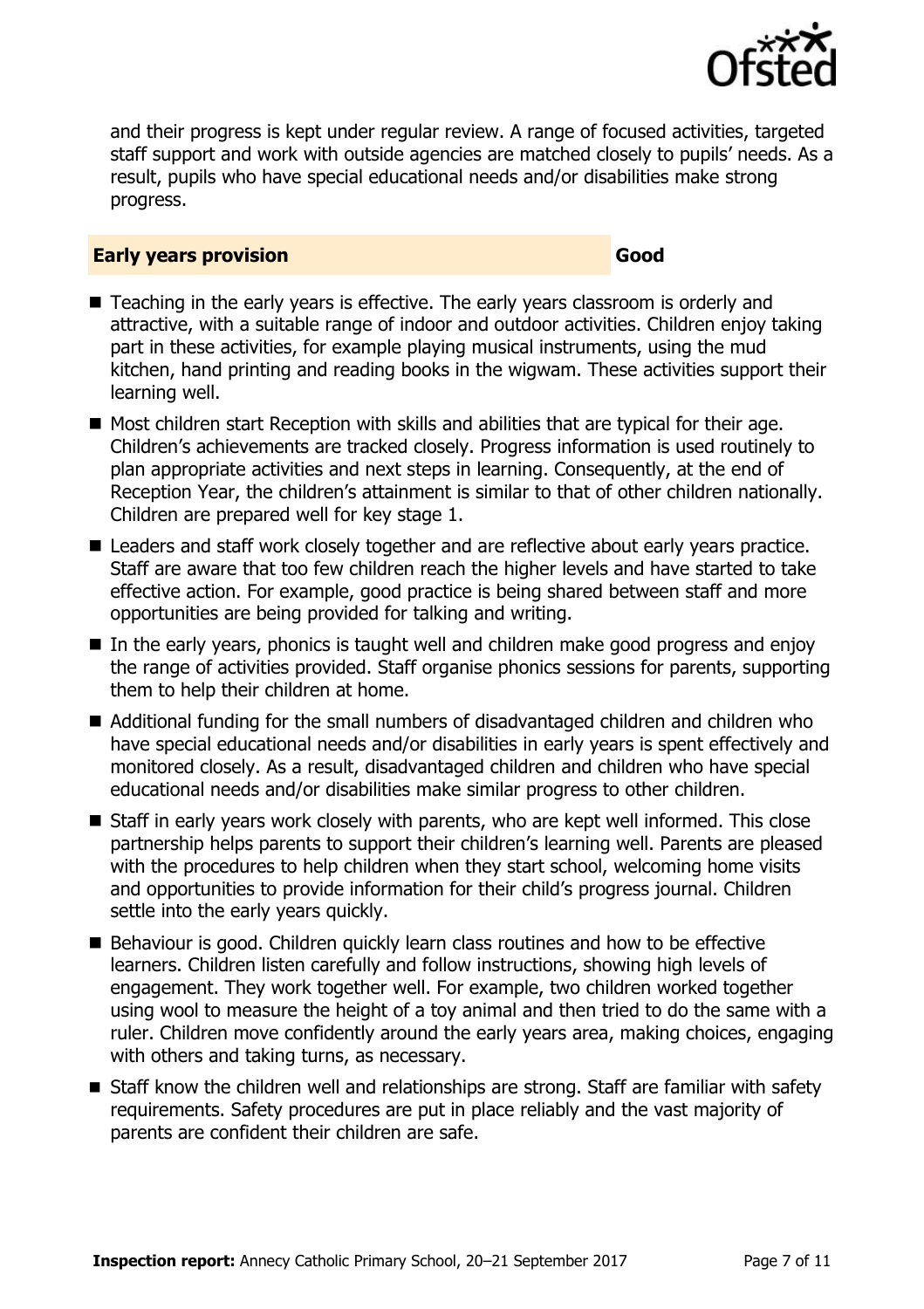and their progress is kept under regular review. A range of focused activities, targeted staff support and work with outside agencies are matched closely to pupils' needs. As a result, pupils who have special educational needs and/or disabilities make strong progress.

## Early years provision — Good

- Teaching in the early years is effective. The early years classroom is orderly and attractive, with a suitable range of indoor and outdoor activities. Children enjoy taking part in these activities, for example playing musical instruments, using the mud kitchen, hand printing and reading books in the wigwam. These activities support their learning well.
- Most children start Reception with skills and abilities that are typical for their age. Children's achievements are tracked closely. Progress information is used routinely to plan appropriate activities and next steps in learning. Consequently, at the end of Reception Year, the children's attainment is similar to that of other children nationally. Children are prepared well for key stage 1.
- Leaders and staff work closely together and are reflective about early years practice. Staff are aware that too few children reach the higher levels and have started to take effective action. For example, good practice is being shared between staff and more opportunities are being provided for talking and writing.
- In the early years, phonics is taught well and children make good progress and enjoy the range of activities provided. Staff organise phonics sessions for parents, supporting them to help their children at home.
- Additional funding for the small numbers of disadvantaged children and children who have special educational needs and/or disabilities in early years is spent effectively and monitored closely. As a result, disadvantaged children and children who have special educational needs and/or disabilities make similar progress to other children.
- Staff in early years work closely with parents, who are kept well informed. This close partnership helps parents to support their children's learning well. Parents are pleased with the procedures to help children when they start school, welcoming home visits and opportunities to provide information for their child's progress journal. Children settle into the early years quickly.
- Behaviour is good. Children quickly learn class routines and how to be effective learners. Children listen carefully and follow instructions, showing high levels of engagement. They work together well. For example, two children worked together using wool to measure the height of a toy animal and then tried to do the same with a ruler. Children move confidently around the early years area, making choices, engaging with others and taking turns, as necessary.
- Staff know the children well and relationships are strong. Staff are familiar with safety requirements. Safety procedures are put in place reliably and the vast majority of parents are confident their children are safe.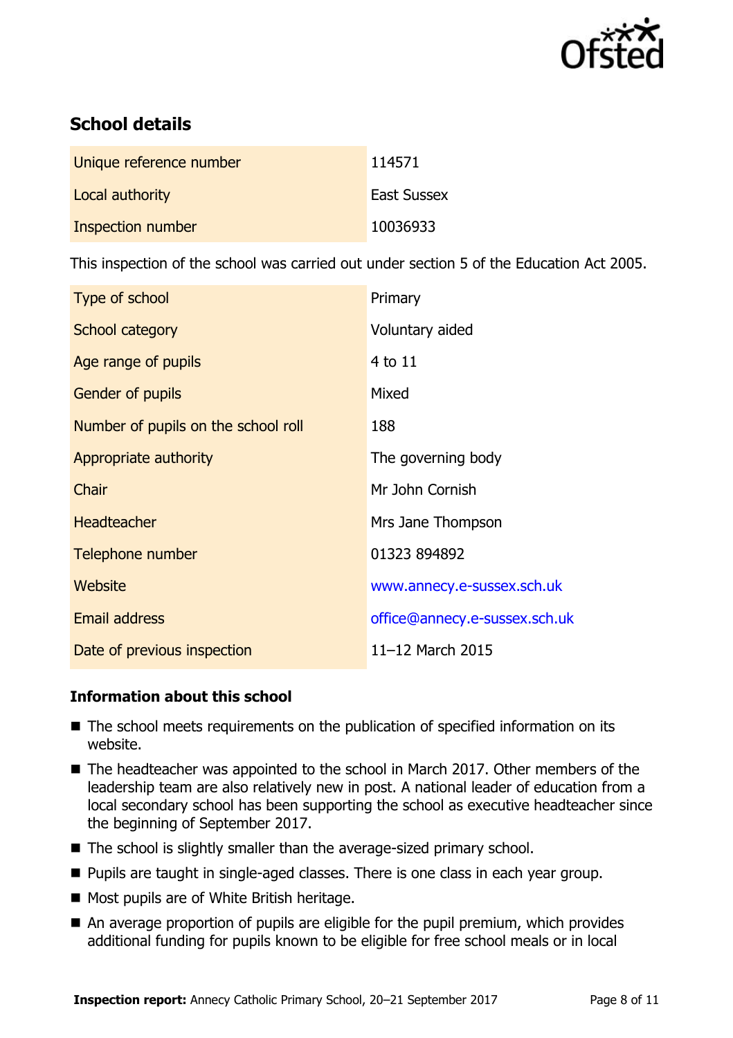## School details

| | |
|---|---|
| Unique reference number | 114571 |
| Local authority | East Sussex |
| Inspection number | 10036933 |

This inspection of the school was carried out under section 5 of the Education Act 2005.

| | |
|---|---|
| Type of school | Primary |
| School category | Voluntary aided |
| Age range of pupils | 4 to 11 |
| Gender of pupils | Mixed |
| Number of pupils on the school roll | 188 |
| Appropriate authority | The governing body |
| Chair | Mr John Cornish |
| Headteacher | Mrs Jane Thompson |
| Telephone number | 01323 894892 |
| Website | www.annecy.e-sussex.sch.uk |
| Email address | office@annecy.e-sussex.sch.uk |
| Date of previous inspection | 11–12 March 2015 |

### Information about this school

- The school meets requirements on the publication of specified information on its website.
- The headteacher was appointed to the school in March 2017. Other members of the leadership team are also relatively new in post. A national leader of education from a local secondary school has been supporting the school as executive headteacher since the beginning of September 2017.
- The school is slightly smaller than the average-sized primary school.
- Pupils are taught in single-aged classes. There is one class in each year group.
- Most pupils are of White British heritage.
- An average proportion of pupils are eligible for the pupil premium, which provides additional funding for pupils known to be eligible for free school meals or in local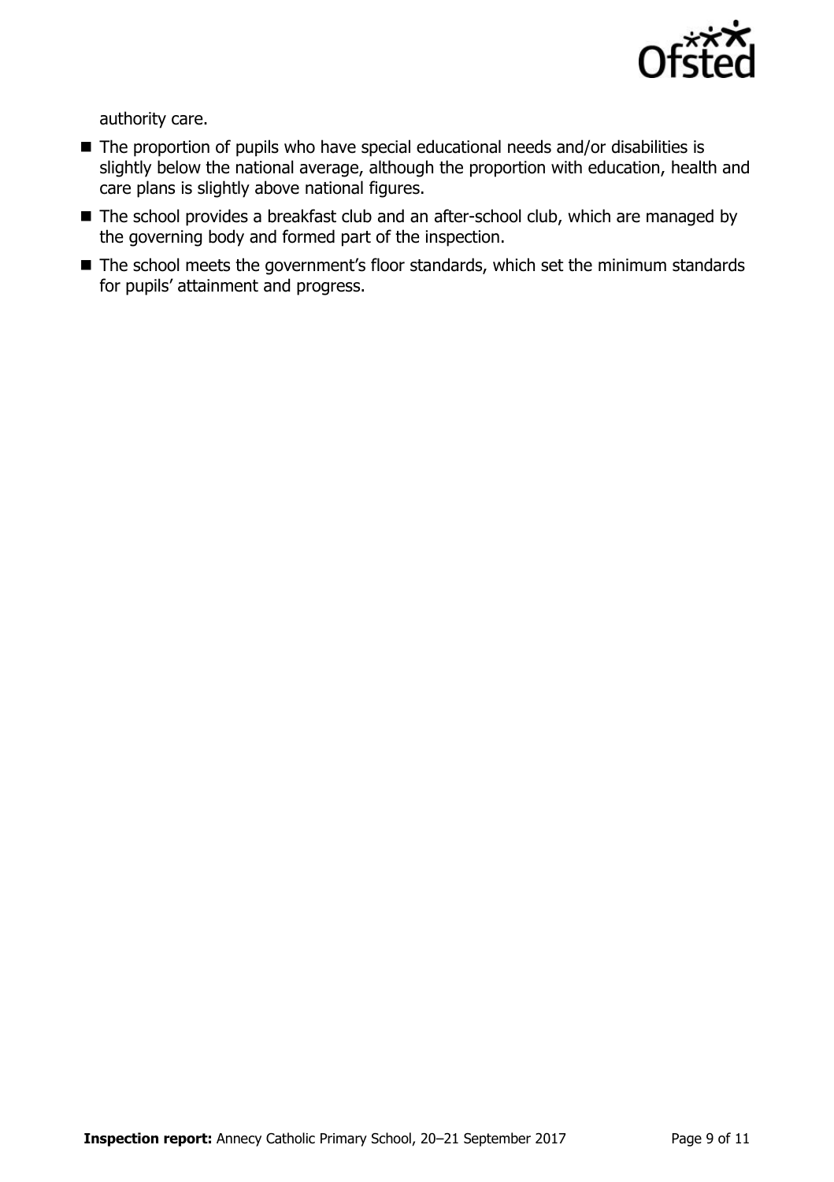authority care.

- The proportion of pupils who have special educational needs and/or disabilities is slightly below the national average, although the proportion with education, health and care plans is slightly above national figures.
- The school provides a breakfast club and an after-school club, which are managed by the governing body and formed part of the inspection.
- The school meets the government's floor standards, which set the minimum standards for pupils' attainment and progress.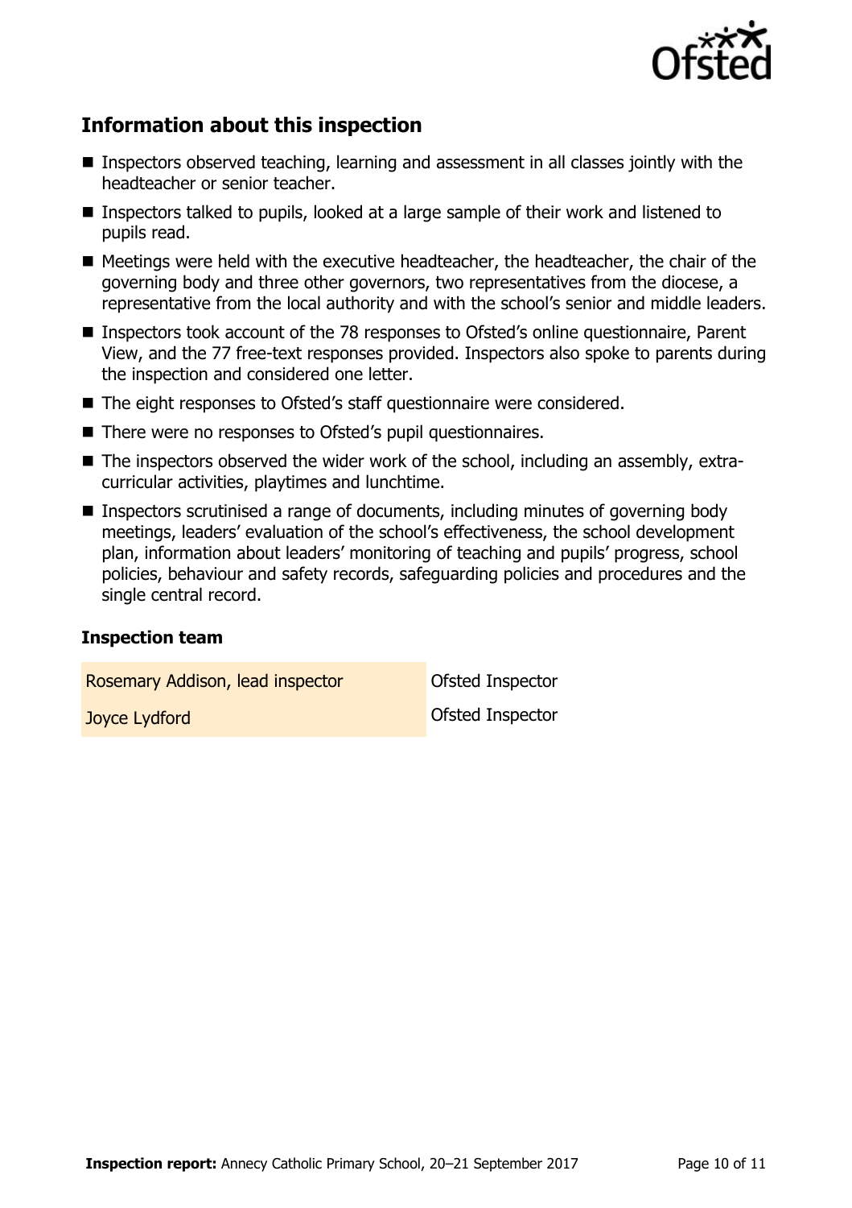## Information about this inspection

- Inspectors observed teaching, learning and assessment in all classes jointly with the headteacher or senior teacher.
- Inspectors talked to pupils, looked at a large sample of their work and listened to pupils read.
- Meetings were held with the executive headteacher, the headteacher, the chair of the governing body and three other governors, two representatives from the diocese, a representative from the local authority and with the school's senior and middle leaders.
- Inspectors took account of the 78 responses to Ofsted's online questionnaire, Parent View, and the 77 free-text responses provided. Inspectors also spoke to parents during the inspection and considered one letter.
- The eight responses to Ofsted's staff questionnaire were considered.
- There were no responses to Ofsted's pupil questionnaires.
- The inspectors observed the wider work of the school, including an assembly, extra-curricular activities, playtimes and lunchtime.
- Inspectors scrutinised a range of documents, including minutes of governing body meetings, leaders' evaluation of the school's effectiveness, the school development plan, information about leaders' monitoring of teaching and pupils' progress, school policies, behaviour and safety records, safeguarding policies and procedures and the single central record.

### Inspection team

| | |
|---|---|
| Rosemary Addison, lead inspector | Ofsted Inspector |
| Joyce Lydford | Ofsted Inspector |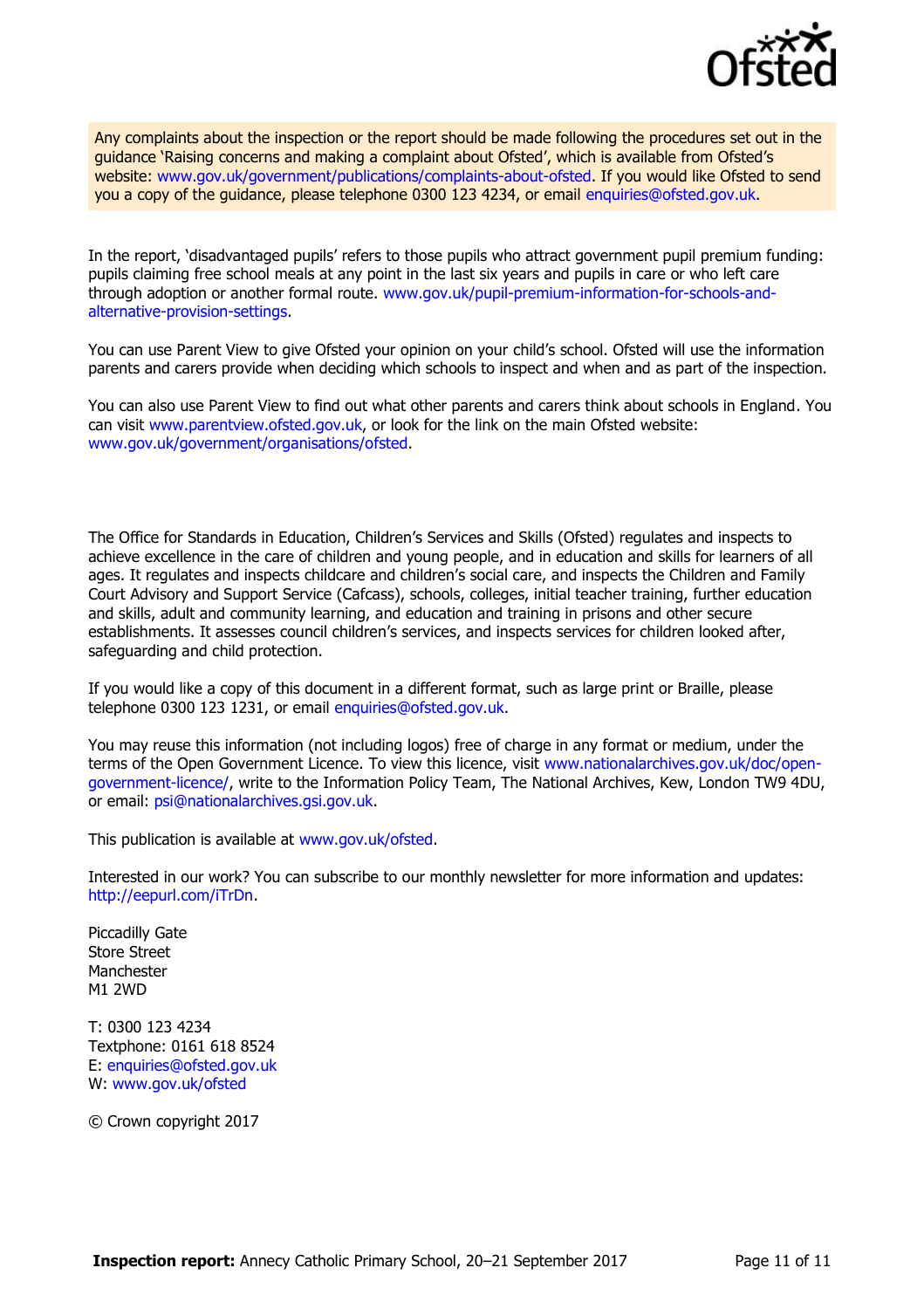Any complaints about the inspection or the report should be made following the procedures set out in the guidance 'Raising concerns and making a complaint about Ofsted', which is available from Ofsted's website: www.gov.uk/government/publications/complaints-about-ofsted. If you would like Ofsted to send you a copy of the guidance, please telephone 0300 123 4234, or email enquiries@ofsted.gov.uk.

In the report, 'disadvantaged pupils' refers to those pupils who attract government pupil premium funding: pupils claiming free school meals at any point in the last six years and pupils in care or who left care through adoption or another formal route. www.gov.uk/pupil-premium-information-for-schools-and-alternative-provision-settings.

You can use Parent View to give Ofsted your opinion on your child's school. Ofsted will use the information parents and carers provide when deciding which schools to inspect and when and as part of the inspection.

You can also use Parent View to find out what other parents and carers think about schools in England. You can visit www.parentview.ofsted.gov.uk, or look for the link on the main Ofsted website: www.gov.uk/government/organisations/ofsted.

The Office for Standards in Education, Children's Services and Skills (Ofsted) regulates and inspects to achieve excellence in the care of children and young people, and in education and skills for learners of all ages. It regulates and inspects childcare and children's social care, and inspects the Children and Family Court Advisory and Support Service (Cafcass), schools, colleges, initial teacher training, further education and skills, adult and community learning, and education and training in prisons and other secure establishments. It assesses council children's services, and inspects services for children looked after, safeguarding and child protection.

If you would like a copy of this document in a different format, such as large print or Braille, please telephone 0300 123 1231, or email enquiries@ofsted.gov.uk.

You may reuse this information (not including logos) free of charge in any format or medium, under the terms of the Open Government Licence. To view this licence, visit www.nationalarchives.gov.uk/doc/open-government-licence/, write to the Information Policy Team, The National Archives, Kew, London TW9 4DU, or email: psi@nationalarchives.gsi.gov.uk.

This publication is available at www.gov.uk/ofsted.

Interested in our work? You can subscribe to our monthly newsletter for more information and updates: http://eepurl.com/iTrDn.

Piccadilly Gate
Store Street
Manchester
M1 2WD

T: 0300 123 4234
Textphone: 0161 618 8524
E: enquiries@ofsted.gov.uk
W: www.gov.uk/ofsted

© Crown copyright 2017